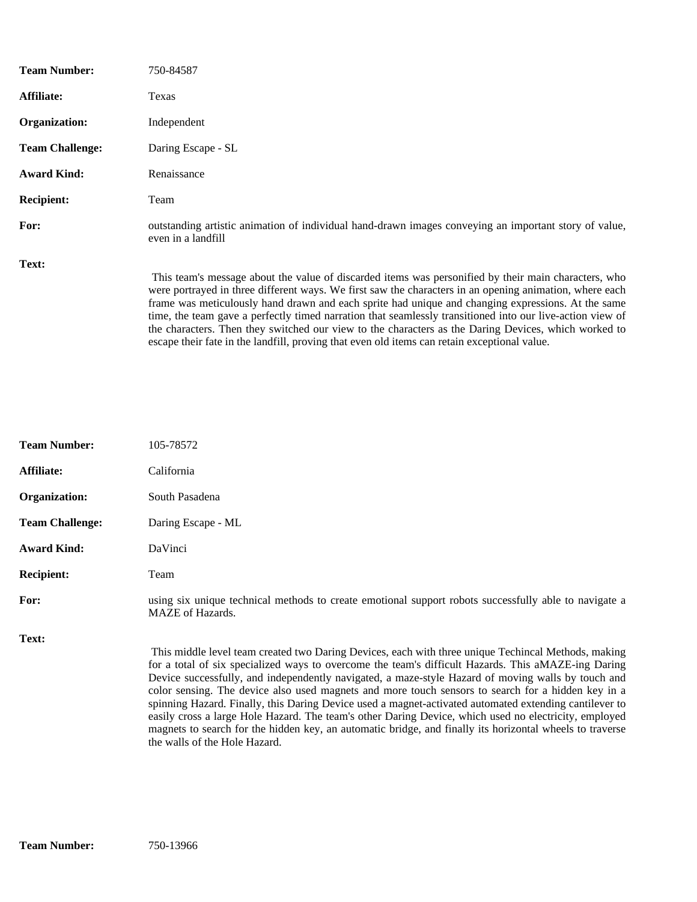**Team Number:** 750-84587

**Affiliate:** Texas

**Organization:** Independent

**Team Challenge:** Daring Escape - SL

**Award Kind:** Renaissance

**Recipient:** Team

**For:** outstanding artistic animation of individual hand-drawn images conveying an important story of value, even in a landfill

**Text:**

This team's message about the value of discarded items was personified by their main characters, who were portrayed in three different ways. We first saw the characters in an opening animation, where each frame was meticulously hand drawn and each sprite had unique and changing expressions. At the same time, the team gave a perfectly timed narration that seamlessly transitioned into our live-action view of the characters. Then they switched our view to the characters as the Daring Devices, which worked to escape their fate in the landfill, proving that even old items can retain exceptional value.

**Team Number:** 105-78572

**Affiliate:** California

**Organization:** South Pasadena

**Team Challenge:** Daring Escape - ML

**Award Kind:** DaVinci

**Recipient:** Team

**For:** using six unique technical methods to create emotional support robots successfully able to navigate a MAZE of Hazards.

**Text:**

This middle level team created two Daring Devices, each with three unique Techincal Methods, making for a total of six specialized ways to overcome the team's difficult Hazards. This aMAZE-ing Daring Device successfully, and independently navigated, a maze-style Hazard of moving walls by touch and color sensing. The device also used magnets and more touch sensors to search for a hidden key in a spinning Hazard. Finally, this Daring Device used a magnet-activated automated extending cantilever to easily cross a large Hole Hazard. The team's other Daring Device, which used no electricity, employed magnets to search for the hidden key, an automatic bridge, and finally its horizontal wheels to traverse the walls of the Hole Hazard.

**Team Number:** 750-13966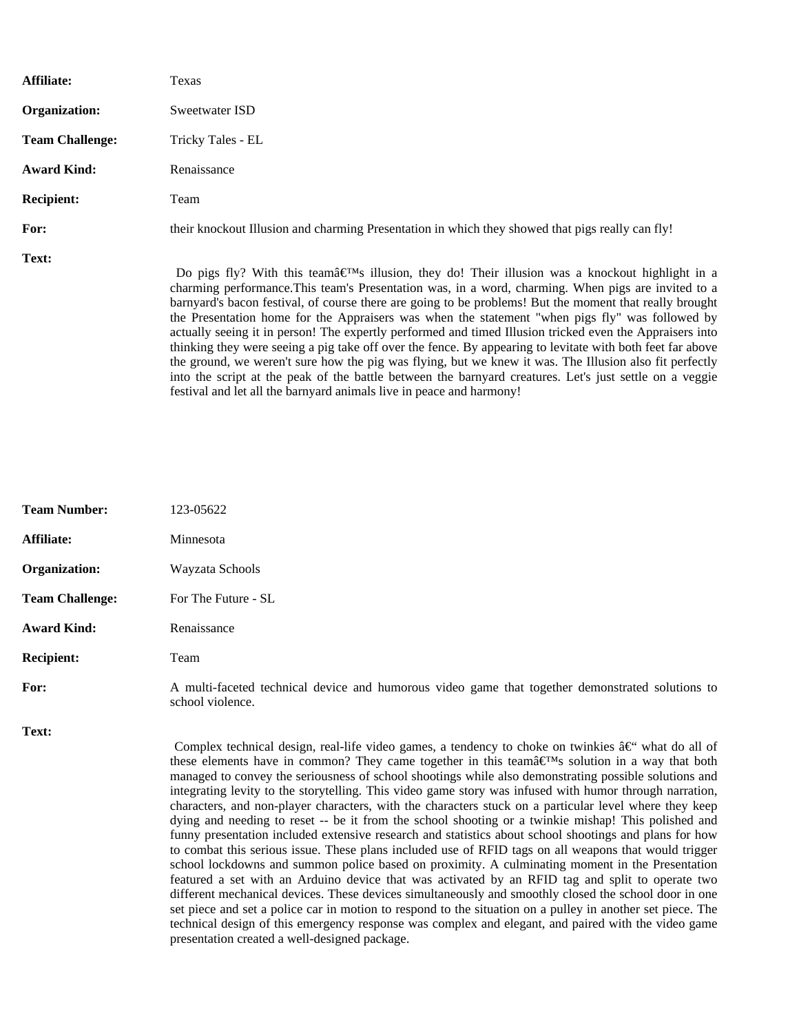**Affiliate:** Texas

**Organization:** Sweetwater ISD

**Team Challenge:** Tricky Tales - EL

**Award Kind:** Renaissance

**Recipient:** Team

**For:** their knockout Illusion and charming Presentation in which they showed that pigs really can fly!

**Text:**

Do pigs fly? With this teamâ€™s illusion, they do! Their illusion was a knockout highlight in a charming performance.This team's Presentation was, in a word, charming. When pigs are invited to a barnyard's bacon festival, of course there are going to be problems! But the moment that really brought the Presentation home for the Appraisers was when the statement "when pigs fly" was followed by actually seeing it in person! The expertly performed and timed Illusion tricked even the Appraisers into thinking they were seeing a pig take off over the fence. By appearing to levitate with both feet far above the ground, we weren't sure how the pig was flying, but we knew it was. The Illusion also fit perfectly into the script at the peak of the battle between the barnyard creatures. Let's just settle on a veggie festival and let all the barnyard animals live in peace and harmony!

**Team Number:** 123-05622

**Affiliate:** Minnesota

**Organization:** Wayzata Schools

**Team Challenge:** For The Future - SL

**Award Kind:** Renaissance

**Recipient:** Team

**For:** A multi-faceted technical device and humorous video game that together demonstrated solutions to school violence.

**Text:**

Complex technical design, real-life video games, a tendency to choke on twinkies â€“ what do all of these elements have in common? They came together in this teamâ€™s solution in a way that both managed to convey the seriousness of school shootings while also demonstrating possible solutions and integrating levity to the storytelling. This video game story was infused with humor through narration, characters, and non-player characters, with the characters stuck on a particular level where they keep dying and needing to reset -- be it from the school shooting or a twinkie mishap! This polished and funny presentation included extensive research and statistics about school shootings and plans for how to combat this serious issue. These plans included use of RFID tags on all weapons that would trigger school lockdowns and summon police based on proximity. A culminating moment in the Presentation featured a set with an Arduino device that was activated by an RFID tag and split to operate two different mechanical devices. These devices simultaneously and smoothly closed the school door in one set piece and set a police car in motion to respond to the situation on a pulley in another set piece. The technical design of this emergency response was complex and elegant, and paired with the video game presentation created a well-designed package.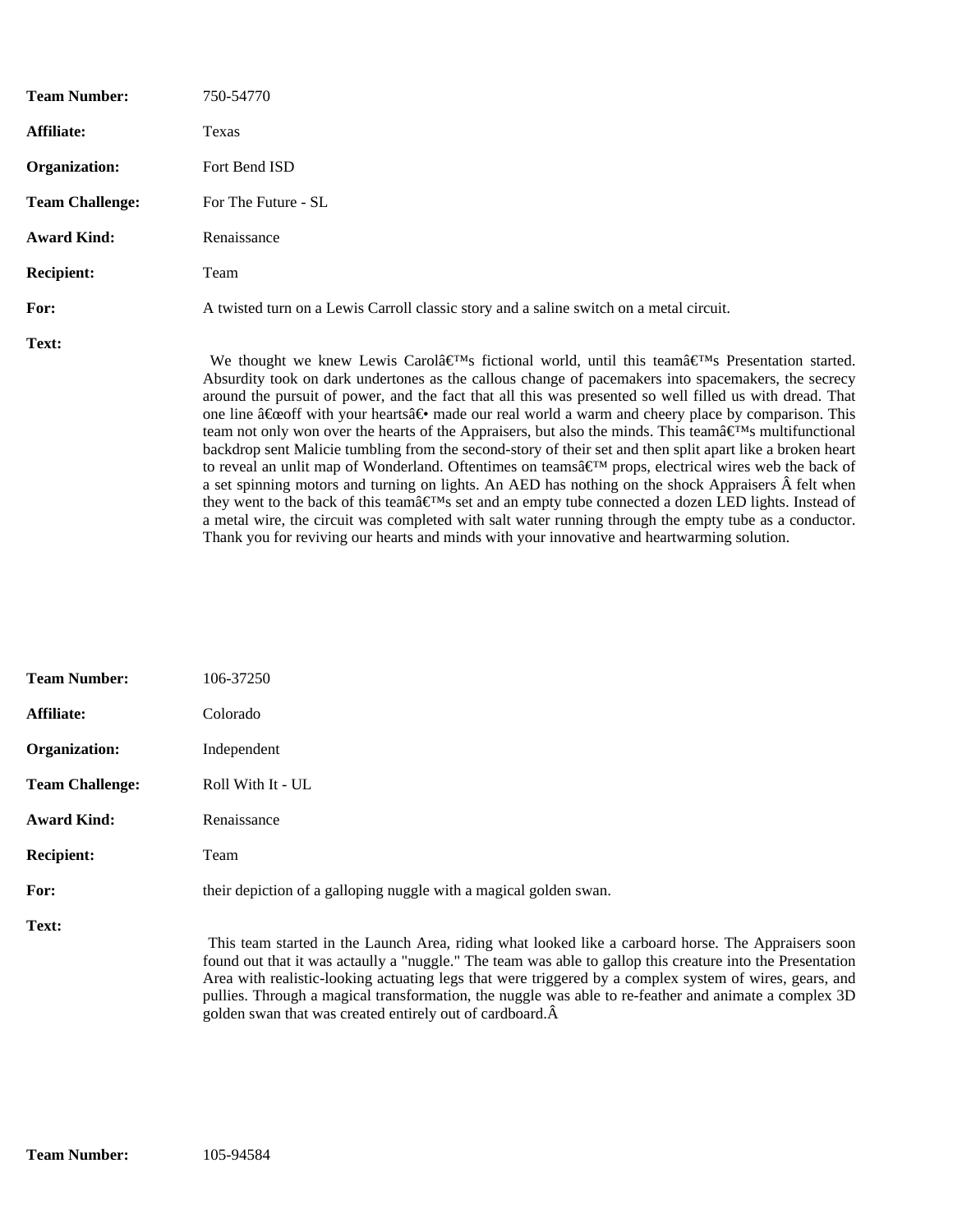**Team Number:** 750-54770

**Affiliate:** Texas

**Organization:** Fort Bend ISD

**Team Challenge:** For The Future - SL

**Award Kind:** Renaissance

**Recipient:** Team

**For:** A twisted turn on a Lewis Carroll classic story and a saline switch on a metal circuit.

**Text:**

We thought we knew Lewis Carolâ€™s fictional world, until this teamâ€™s Presentation started. Absurdity took on dark undertones as the callous change of pacemakers into spacemakers, the secrecy around the pursuit of power, and the fact that all this was presented so well filled us with dread. That one line â€œoff with your heartsâ€• made our real world a warm and cheery place by comparison. This team not only won over the hearts of the Appraisers, but also the minds. This teamâ€™s multifunctional backdrop sent Malicie tumbling from the second-story of their set and then split apart like a broken heart to reveal an unlit map of Wonderland. Oftentimes on teamsâ€™ props, electrical wires web the back of a set spinning motors and turning on lights. An AED has nothing on the shock Appraisers Â felt when they went to the back of this teamâ€™s set and an empty tube connected a dozen LED lights. Instead of a metal wire, the circuit was completed with salt water running through the empty tube as a conductor. Thank you for reviving our hearts and minds with your innovative and heartwarming solution.

**Team Number:** 106-37250

**Affiliate:** Colorado

**Organization:** Independent

**Team Challenge:** Roll With It - UL

**Award Kind:** Renaissance

**Recipient:** Team

**For:** their depiction of a galloping nuggle with a magical golden swan.

**Text:**

This team started in the Launch Area, riding what looked like a carboard horse. The Appraisers soon found out that it was actaully a "nuggle." The team was able to gallop this creature into the Presentation Area with realistic-looking actuating legs that were triggered by a complex system of wires, gears, and pullies. Through a magical transformation, the nuggle was able to re-feather and animate a complex 3D golden swan that was created entirely out of cardboard.Â

**Team Number:** 105-94584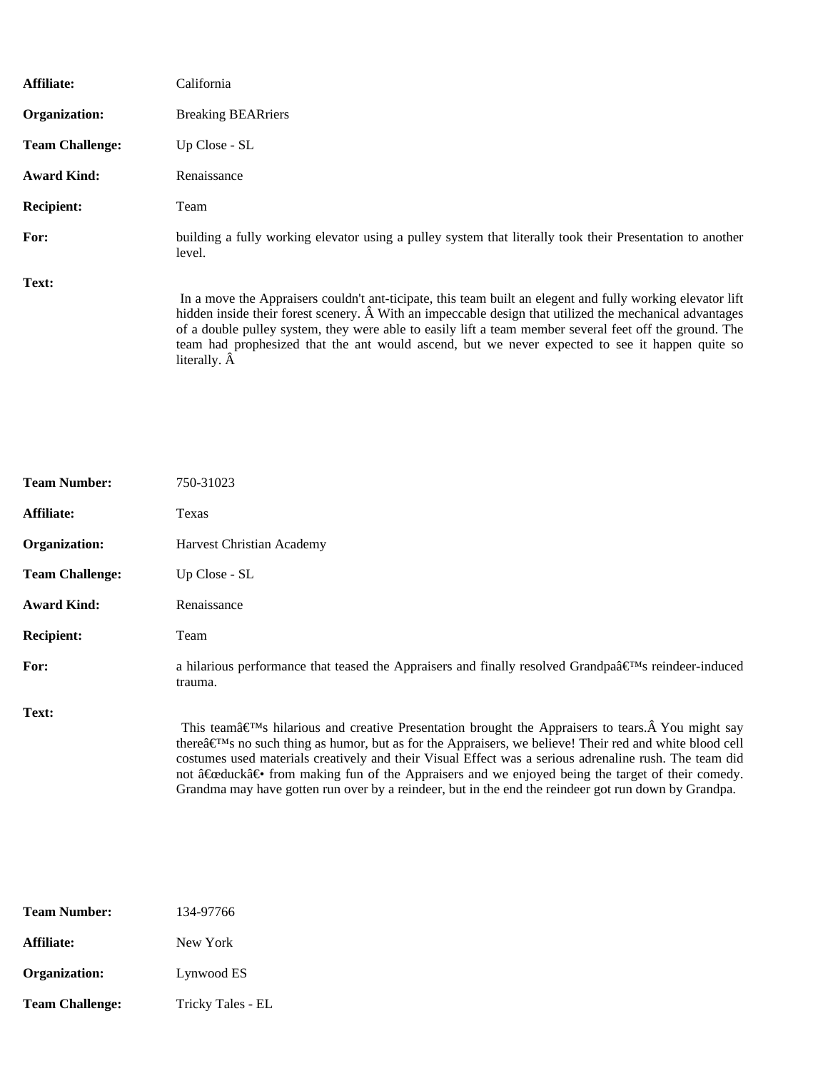**Affiliate:** California

**Organization:** Breaking BEARriers

**Team Challenge:** Up Close - SL

**Award Kind:** Renaissance

**Recipient:** Team

**For:** building a fully working elevator using a pulley system that literally took their Presentation to another level.

**Text:**

In a move the Appraisers couldn't ant-ticipate, this team built an elegent and fully working elevator lift hidden inside their forest scenery. Â With an impeccable design that utilized the mechanical advantages of a double pulley system, they were able to easily lift a team member several feet off the ground. The team had prophesized that the ant would ascend, but we never expected to see it happen quite so literally. Â

**Team Number:** 750-31023

**Affiliate:** Texas

**Organization:** Harvest Christian Academy

**Team Challenge:** Up Close - SL

**Award Kind:** Renaissance

**Recipient:** Team

**For:** a hilarious performance that teased the Appraisers and finally resolved Grandpaâ€™s reindeer-induced trauma.

**Text:**

This teamâ€™s hilarious and creative Presentation brought the Appraisers to tears.Â You might say thereâ€™s no such thing as humor, but as for the Appraisers, we believe! Their red and white blood cell costumes used materials creatively and their Visual Effect was a serious adrenaline rush. The team did not â€œduckâ€• from making fun of the Appraisers and we enjoyed being the target of their comedy. Grandma may have gotten run over by a reindeer, but in the end the reindeer got run down by Grandpa.

**Team Number:** 134-97766

**Affiliate:** New York

**Organization:** Lynwood ES

**Team Challenge:** Tricky Tales - EL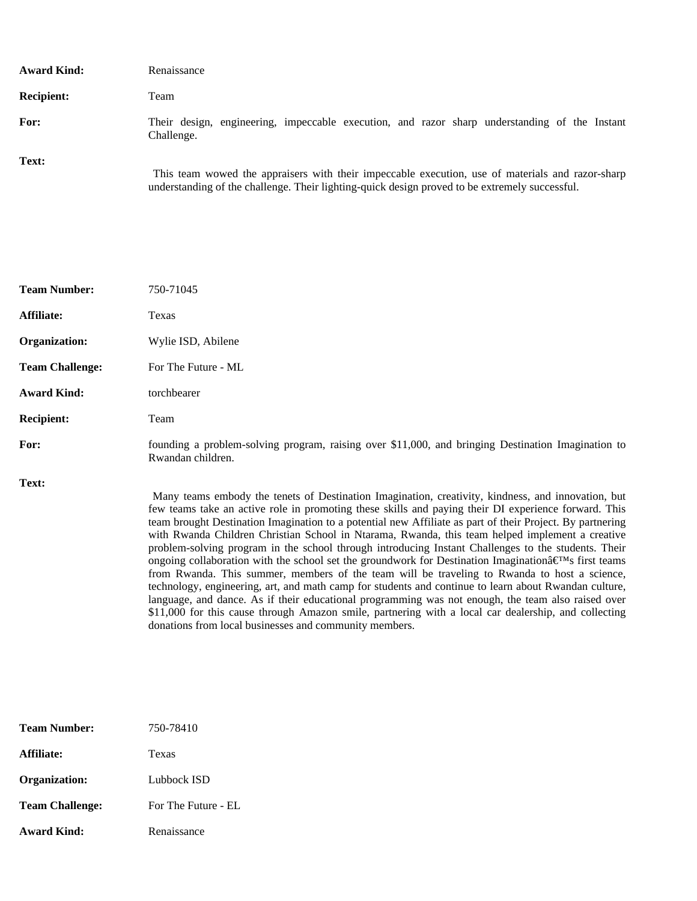**Award Kind:** Renaissance

**Recipient:** Team

**For:** Their design, engineering, impeccable execution, and razor sharp understanding of the Instant Challenge.

**Text:**

This team wowed the appraisers with their impeccable execution, use of materials and razor-sharp understanding of the challenge. Their lighting-quick design proved to be extremely successful.

---

**Team Number:** 750-71045

**Affiliate:** Texas

**Organization:** Wylie ISD, Abilene

**Team Challenge:** For The Future - ML

**Award Kind:** torchbearer

**Recipient:** Team

**For:** founding a problem-solving program, raising over $11,000, and bringing Destination Imagination to Rwandan children.

**Text:**

Many teams embody the tenets of Destination Imagination, creativity, kindness, and innovation, but few teams take an active role in promoting these skills and paying their DI experience forward. This team brought Destination Imagination to a potential new Affiliate as part of their Project. By partnering with Rwanda Children Christian School in Ntarama, Rwanda, this team helped implement a creative problem-solving program in the school through introducing Instant Challenges to the students. Their ongoing collaboration with the school set the groundwork for Destination Imaginationâ€™s first teams from Rwanda. This summer, members of the team will be traveling to Rwanda to host a science, technology, engineering, art, and math camp for students and continue to learn about Rwandan culture, language, and dance. As if their educational programming was not enough, the team also raised over $11,000 for this cause through Amazon smile, partnering with a local car dealership, and collecting donations from local businesses and community members.

---

**Team Number:** 750-78410

**Affiliate:** Texas

**Organization:** Lubbock ISD

**Team Challenge:** For The Future - EL

**Award Kind:** Renaissance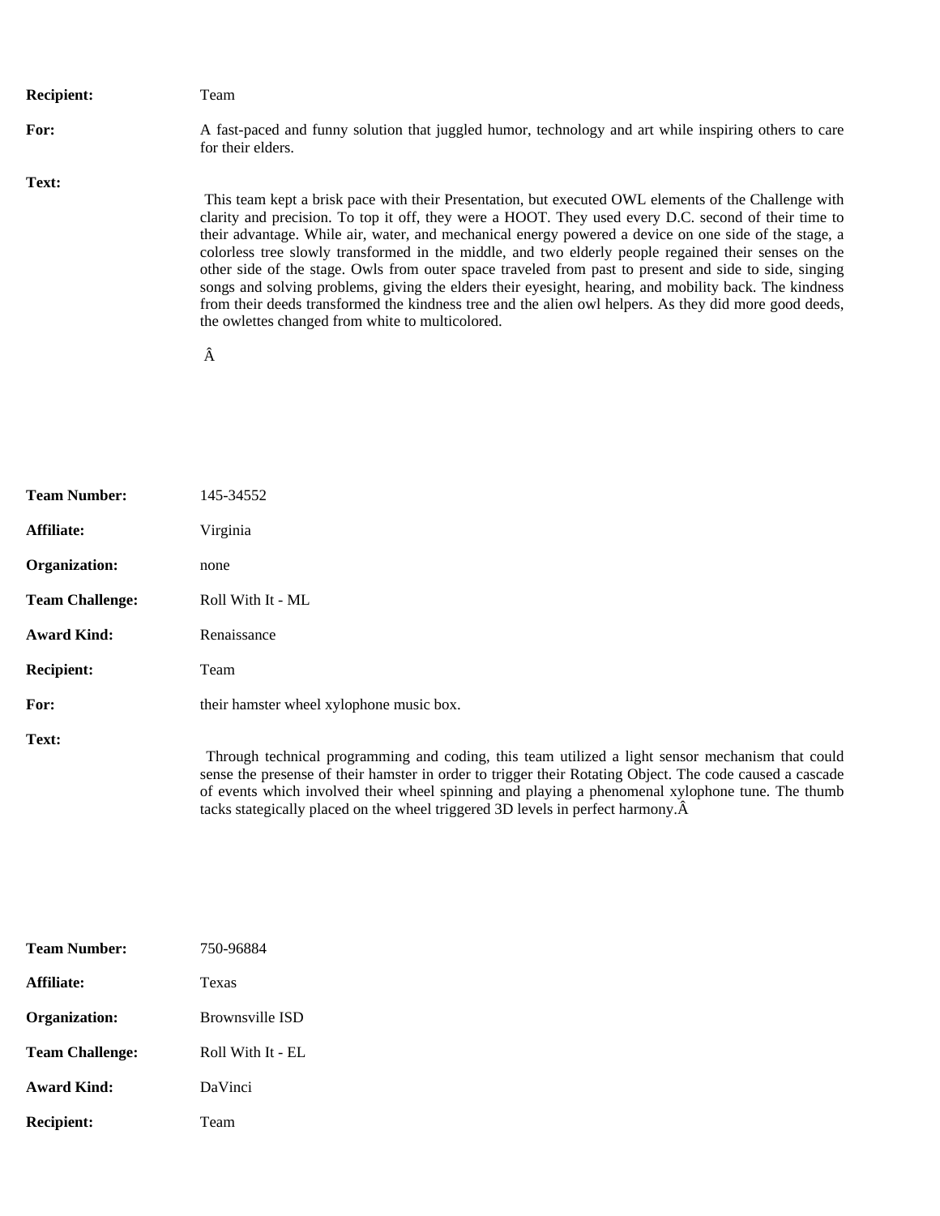**Recipient:** Team

**For:** A fast-paced and funny solution that juggled humor, technology and art while inspiring others to care for their elders.

**Text:**

This team kept a brisk pace with their Presentation, but executed OWL elements of the Challenge with clarity and precision. To top it off, they were a HOOT. They used every D.C. second of their time to their advantage. While air, water, and mechanical energy powered a device on one side of the stage, a colorless tree slowly transformed in the middle, and two elderly people regained their senses on the other side of the stage. Owls from outer space traveled from past to present and side to side, singing songs and solving problems, giving the elders their eyesight, hearing, and mobility back. The kindness from their deeds transformed the kindness tree and the alien owl helpers. As they did more good deeds, the owlettes changed from white to multicolored.

Â

**Team Number:** 145-34552

**Affiliate:** Virginia

**Organization:** none

**Team Challenge:** Roll With It - ML

**Award Kind:** Renaissance

**Recipient:** Team

**For:** their hamster wheel xylophone music box.

**Text:**

Through technical programming and coding, this team utilized a light sensor mechanism that could sense the presense of their hamster in order to trigger their Rotating Object. The code caused a cascade of events which involved their wheel spinning and playing a phenomenal xylophone tune. The thumb tacks stategically placed on the wheel triggered 3D levels in perfect harmony.Â

**Team Number:** 750-96884

**Affiliate:** Texas

**Organization:** Brownsville ISD

**Team Challenge:** Roll With It - EL

**Award Kind:** DaVinci

**Recipient:** Team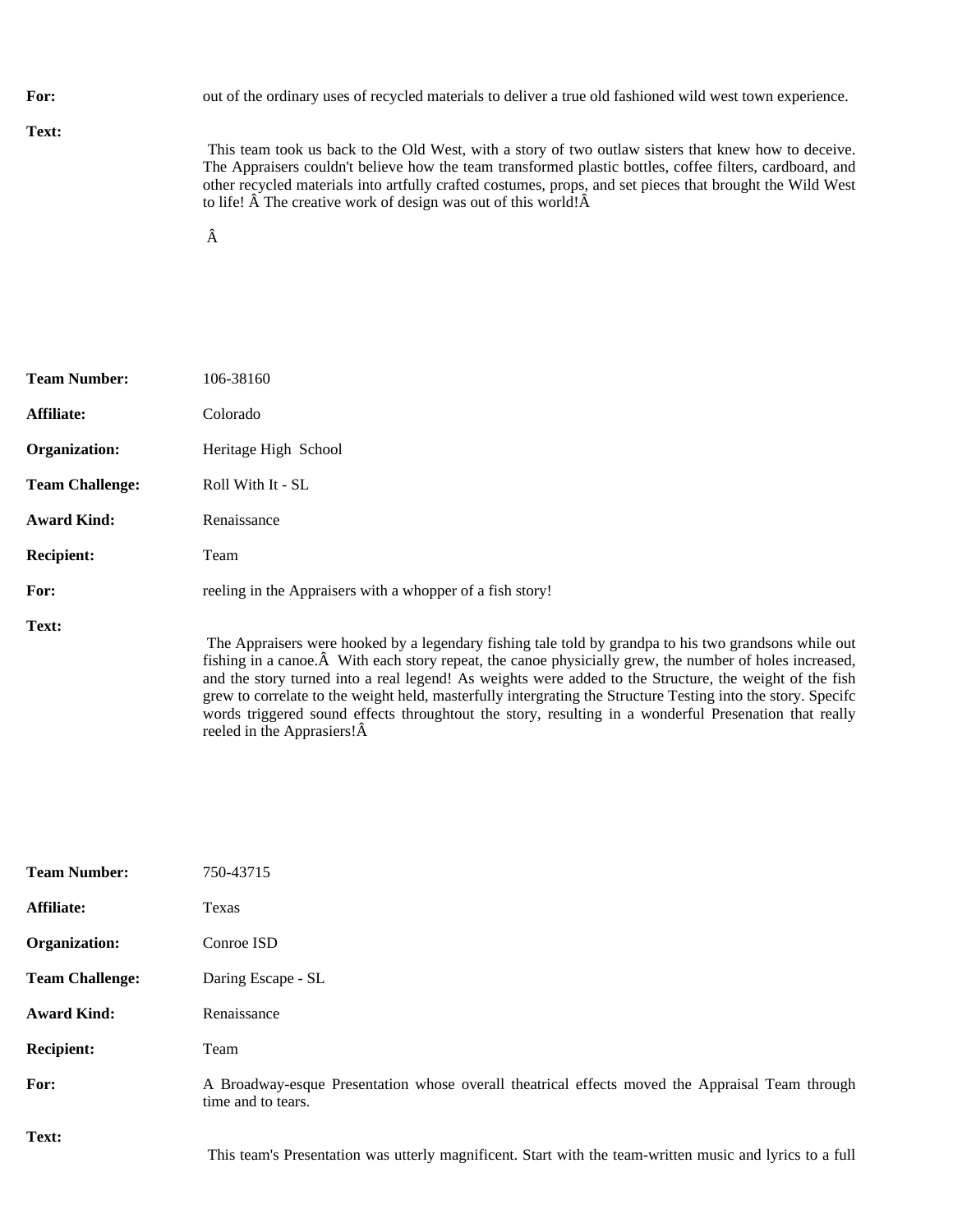**For:** out of the ordinary uses of recycled materials to deliver a true old fashioned wild west town experience.

**Text:**

This team took us back to the Old West, with a story of two outlaw sisters that knew how to deceive. The Appraisers couldn't believe how the team transformed plastic bottles, coffee filters, cardboard, and other recycled materials into artfully crafted costumes, props, and set pieces that brought the Wild West to life! Â The creative work of design was out of this world!Â

Â

**Team Number:** 106-38160

**Affiliate:** Colorado

**Organization:** Heritage High School

**Team Challenge:** Roll With It - SL

**Award Kind:** Renaissance

**Recipient:** Team

**For:** reeling in the Appraisers with a whopper of a fish story!

**Text:**

The Appraisers were hooked by a legendary fishing tale told by grandpa to his two grandsons while out fishing in a canoe.Â With each story repeat, the canoe physicially grew, the number of holes increased, and the story turned into a real legend! As weights were added to the Structure, the weight of the fish grew to correlate to the weight held, masterfully intergrating the Structure Testing into the story. Specifc words triggered sound effects throughtout the story, resulting in a wonderful Presenation that really reeled in the Apprasiers!Â

**Team Number:** 750-43715

**Affiliate:** Texas

**Organization:** Conroe ISD

**Team Challenge:** Daring Escape - SL

**Award Kind:** Renaissance

**Recipient:** Team

**For:** A Broadway-esque Presentation whose overall theatrical effects moved the Appraisal Team through time and to tears.

**Text:**

This team's Presentation was utterly magnificent. Start with the team-written music and lyrics to a full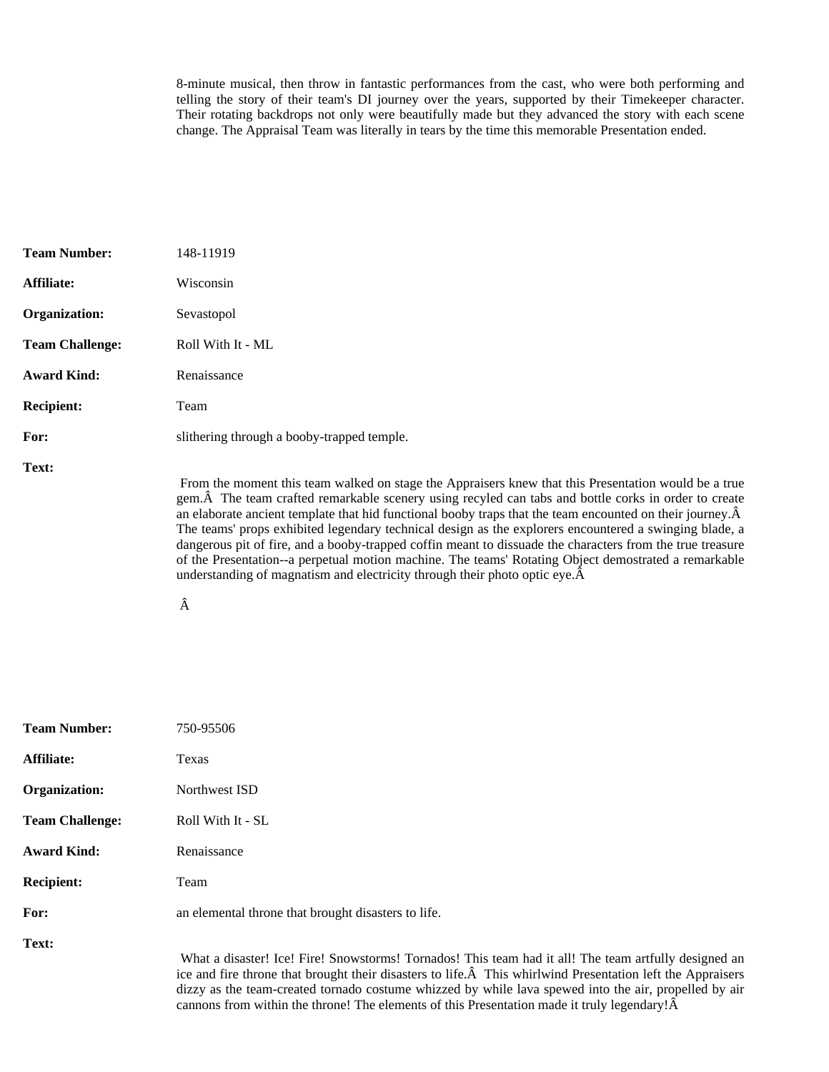8-minute musical, then throw in fantastic performances from the cast, who were both performing and telling the story of their team's DI journey over the years, supported by their Timekeeper character. Their rotating backdrops not only were beautifully made but they advanced the story with each scene change. The Appraisal Team was literally in tears by the time this memorable Presentation ended.

**Team Number:** 148-11919

**Affiliate:** Wisconsin

**Organization:** Sevastopol

**Team Challenge:** Roll With It - ML

**Award Kind:** Renaissance

**Recipient:** Team

**For:** slithering through a booby-trapped temple.

**Text:**

From the moment this team walked on stage the Appraisers knew that this Presentation would be a true gem.Â  The team crafted remarkable scenery using recyled can tabs and bottle corks in order to create an elaborate ancient template that hid functional booby traps that the team encounted on their journey.Â  The teams' props exhibited legendary technical design as the explorers encountered a swinging blade, a dangerous pit of fire, and a booby-trapped coffin meant to dissuade the characters from the true treasure of the Presentation--a perpetual motion machine. The teams' Rotating Object demostrated a remarkable understanding of magnatism and electricity through their photo optic eye.Â

Â

**Team Number:** 750-95506

**Affiliate:** Texas

**Organization:** Northwest ISD

**Team Challenge:** Roll With It - SL

**Award Kind:** Renaissance

**Recipient:** Team

**For:** an elemental throne that brought disasters to life.

**Text:**

What a disaster! Ice! Fire! Snowstorms! Tornados! This team had it all! The team artfully designed an ice and fire throne that brought their disasters to life.Â  This whirlwind Presentation left the Appraisers dizzy as the team-created tornado costume whizzed by while lava spewed into the air, propelled by air cannons from within the throne! The elements of this Presentation made it truly legendary!Â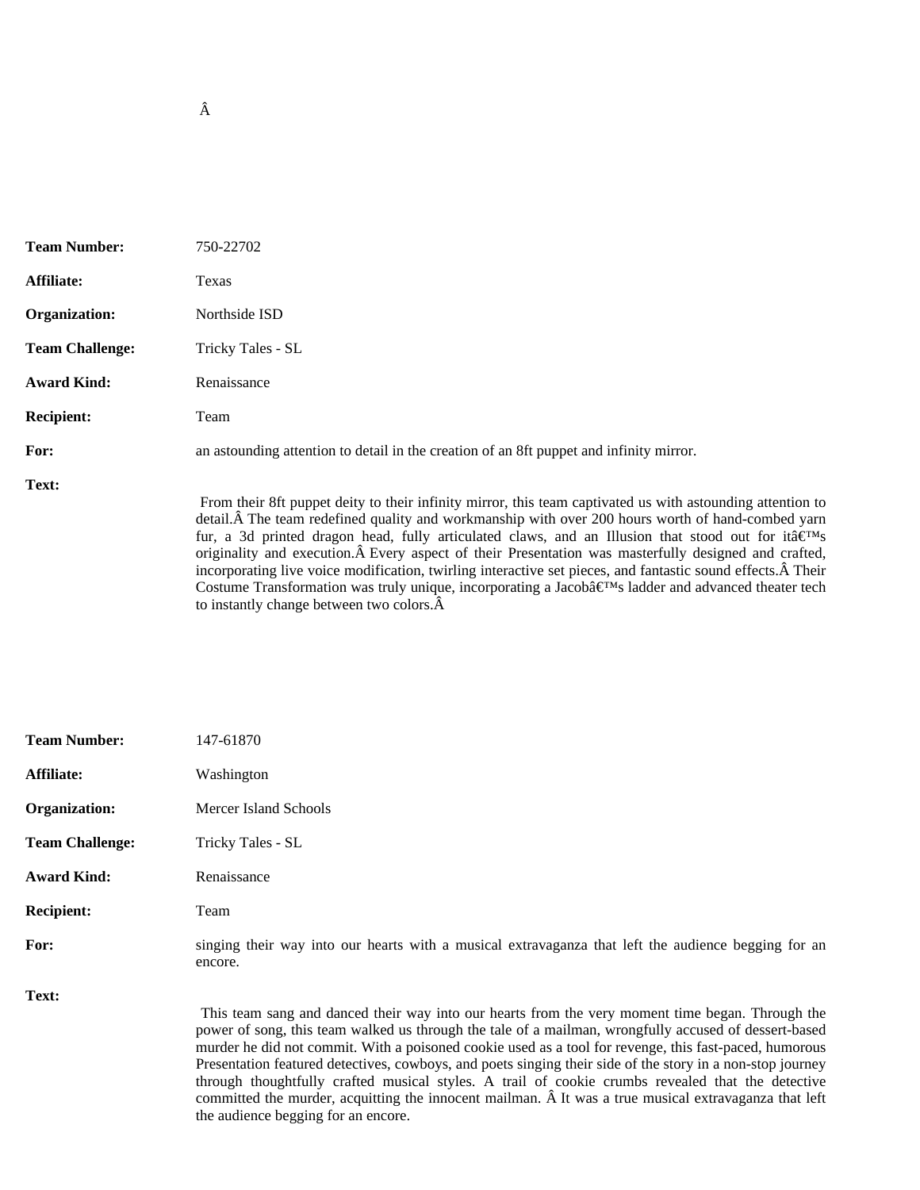Â

**Team Number:** 750-22702

**Affiliate:** Texas

**Organization:** Northside ISD

**Team Challenge:** Tricky Tales - SL

**Award Kind:** Renaissance

**Recipient:** Team

**For:** an astounding attention to detail in the creation of an 8ft puppet and infinity mirror.

**Text:**

From their 8ft puppet deity to their infinity mirror, this team captivated us with astounding attention to detail.Â The team redefined quality and workmanship with over 200 hours worth of hand-combed yarn fur, a 3d printed dragon head, fully articulated claws, and an Illusion that stood out for itâ€™s originality and execution.Â Every aspect of their Presentation was masterfully designed and crafted, incorporating live voice modification, twirling interactive set pieces, and fantastic sound effects.Â Their Costume Transformation was truly unique, incorporating a Jacobâ€™s ladder and advanced theater tech to instantly change between two colors.Â

**Team Number:** 147-61870

**Affiliate:** Washington

**Organization:** Mercer Island Schools

**Team Challenge:** Tricky Tales - SL

**Award Kind:** Renaissance

**Recipient:** Team

**For:** singing their way into our hearts with a musical extravaganza that left the audience begging for an encore.

**Text:**

This team sang and danced their way into our hearts from the very moment time began. Through the power of song, this team walked us through the tale of a mailman, wrongfully accused of dessert-based murder he did not commit. With a poisoned cookie used as a tool for revenge, this fast-paced, humorous Presentation featured detectives, cowboys, and poets singing their side of the story in a non-stop journey through thoughtfully crafted musical styles. A trail of cookie crumbs revealed that the detective committed the murder, acquitting the innocent mailman. Â It was a true musical extravaganza that left the audience begging for an encore.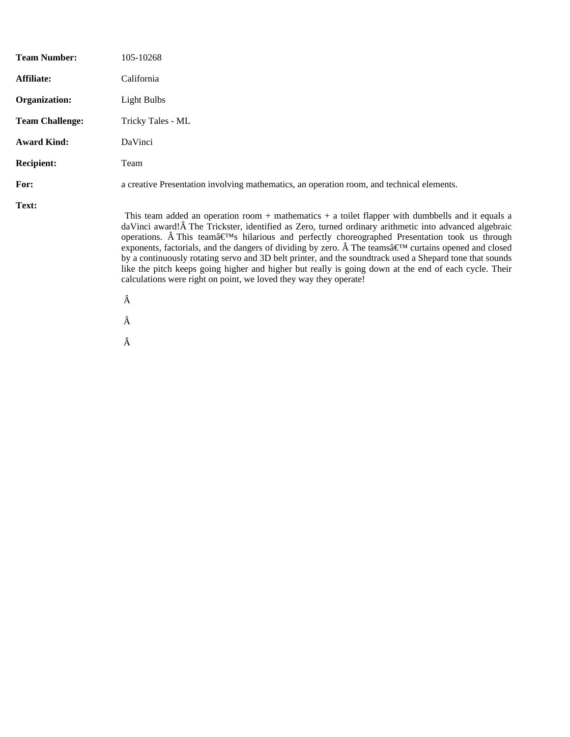**Team Number:** 105-10268

**Affiliate:** California

**Organization:** Light Bulbs

**Team Challenge:** Tricky Tales - ML

**Award Kind:** DaVinci

**Recipient:** Team

**For:** a creative Presentation involving mathematics, an operation room, and technical elements.

**Text:**

This team added an operation room + mathematics + a toilet flapper with dumbbells and it equals a daVinci award!Â The Trickster, identified as Zero, turned ordinary arithmetic into advanced algebraic operations. Â This teamâ€™s hilarious and perfectly choreographed Presentation took us through exponents, factorials, and the dangers of dividing by zero. Â The teamsâ€™ curtains opened and closed by a continuously rotating servo and 3D belt printer, and the soundtrack used a Shepard tone that sounds like the pitch keeps going higher and higher but really is going down at the end of each cycle. Their calculations were right on point, we loved they way they operate!

Â

Â

Â